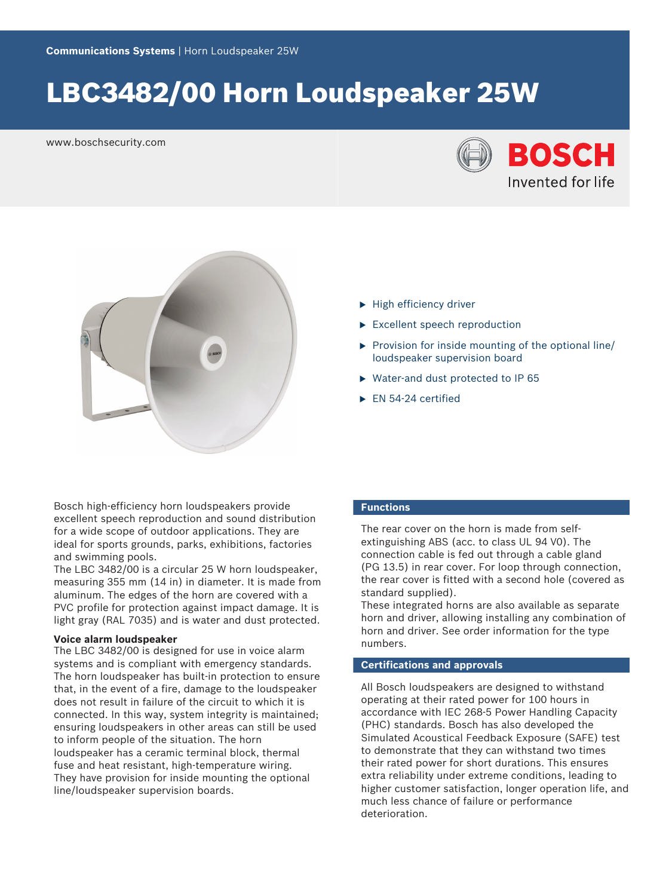**Communications Systems** | Horn Loudspeaker 25W

# LBC3482/00 Horn Loudspeaker 25W

www.boschsecurity.com

- High efficiency driver
- Excellent speech reproduction
- Provision for inside mounting of the optional line/loudspeaker supervision board
- Water-and dust protected to IP 65
- EN 54-24 certified

Bosch high-efficiency horn loudspeakers provide excellent speech reproduction and sound distribution for a wide scope of outdoor applications. They are ideal for sports grounds, parks, exhibitions, factories and swimming pools.
The LBC 3482/00 is a circular 25 W horn loudspeaker, measuring 355 mm (14 in) in diameter. It is made from aluminum. The edges of the horn are covered with a PVC profile for protection against impact damage. It is light gray (RAL 7035) and is water and dust protected.

**Voice alarm loudspeaker**

The LBC 3482/00 is designed for use in voice alarm systems and is compliant with emergency standards. The horn loudspeaker has built-in protection to ensure that, in the event of a fire, damage to the loudspeaker does not result in failure of the circuit to which it is connected. In this way, system integrity is maintained; ensuring loudspeakers in other areas can still be used to inform people of the situation. The horn loudspeaker has a ceramic terminal block, thermal fuse and heat resistant, high-temperature wiring. They have provision for inside mounting the optional line/loudspeaker supervision boards.

## Functions

The rear cover on the horn is made from self-extinguishing ABS (acc. to class UL 94 V0). The connection cable is fed out through a cable gland (PG 13.5) in rear cover. For loop through connection, the rear cover is fitted with a second hole (covered as standard supplied).
These integrated horns are also available as separate horn and driver, allowing installing any combination of horn and driver. See order information for the type numbers.

## Certifications and approvals

All Bosch loudspeakers are designed to withstand operating at their rated power for 100 hours in accordance with IEC 268-5 Power Handling Capacity (PHC) standards. Bosch has also developed the Simulated Acoustical Feedback Exposure (SAFE) test to demonstrate that they can withstand two times their rated power for short durations. This ensures extra reliability under extreme conditions, leading to higher customer satisfaction, longer operation life, and much less chance of failure or performance deterioration.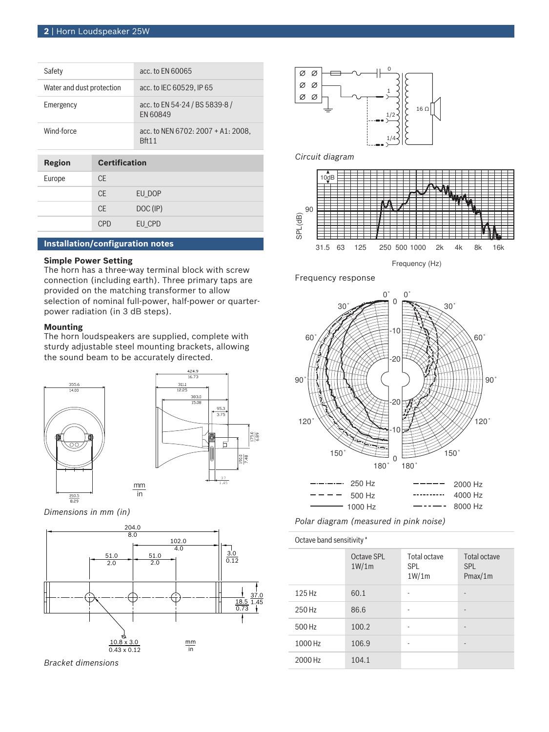| | |
|---|---|
| Safety | acc. to EN 60065 |
| Water and dust protection | acc. to IEC 60529, IP 65 |
| Emergency | acc. to EN 54-24 / BS 5839-8 / EN 60849 |
| Wind-force | acc. to NEN 6702: 2007 + A1: 2008, Bft11 |

| Region | Certification | |
|---|---|---|
| Europe | CE | |
| | CE | EU_DOP |
| | CE | DOC (IP) |
| | CPD | EU_CPD |

## Installation/configuration notes

**Simple Power Setting**
The horn has a three-way terminal block with screw connection (including earth). Three primary taps are provided on the matching transformer to allow selection of nominal full-power, half-power or quarter-power radiation (in 3 dB steps).

**Mounting**
The horn loudspeakers are supplied, complete with sturdy adjustable steel mounting brackets, allowing the sound beam to be accurately directed.

*Dimensions in mm (in)*

*Bracket dimensions*

*Circuit diagram*

Frequency response

*Polar diagram (measured in pink noise)*

Octave band sensitivity *

| | Octave SPL 1W/1m | Total octave SPL 1W/1m | Total octave SPL Pmax/1m |
|---|---|---|---|
| 125 Hz | 60.1 | - | - |
| 250 Hz | 86.6 | - | - |
| 500 Hz | 100.2 | - | - |
| 1000 Hz | 106.9 | - | - |
| 2000 Hz | 104.1 | | |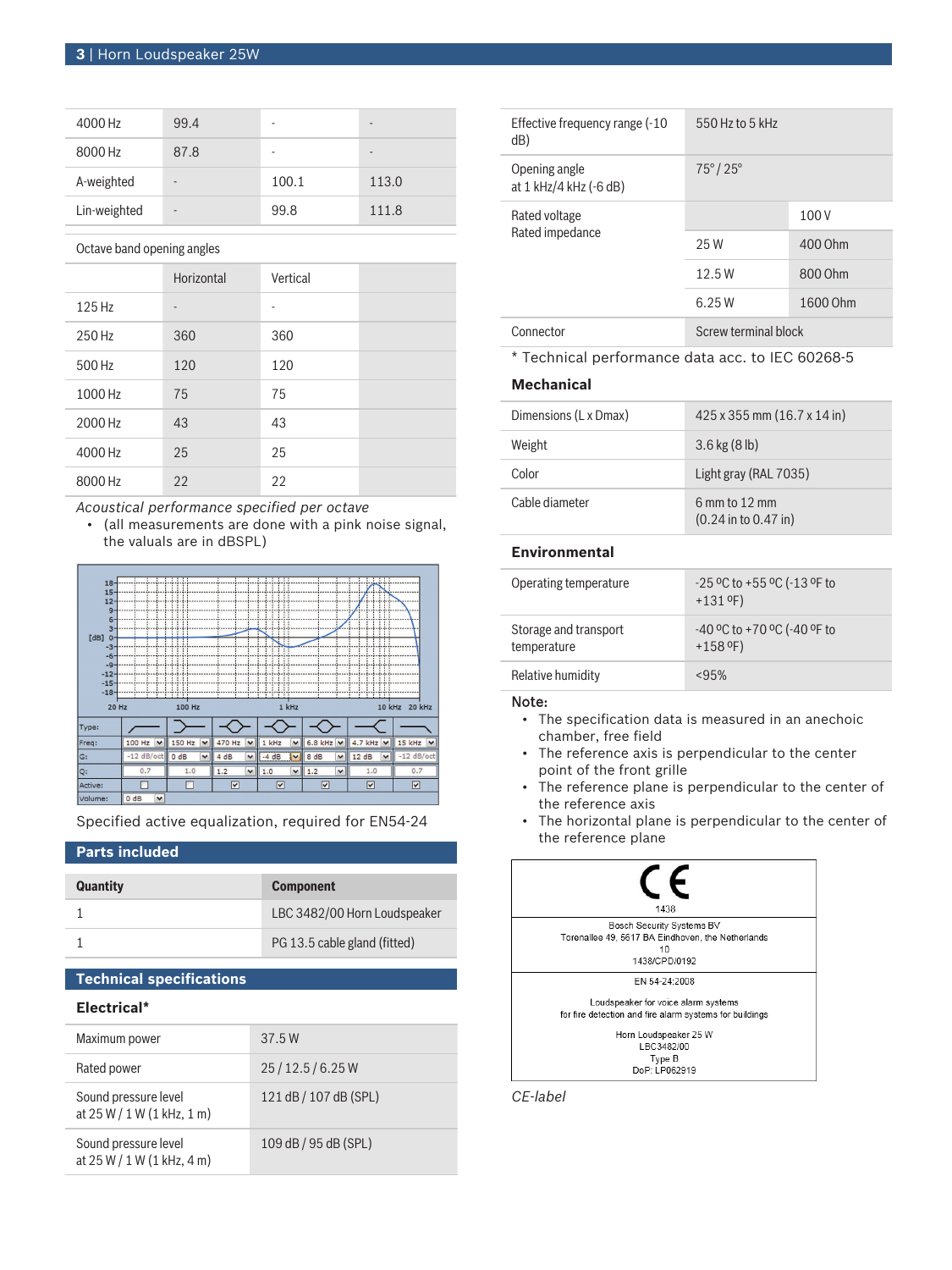| | | | |
|---|---|---|---|
| 4000 Hz | 99.4 | - | - |
| 8000 Hz | 87.8 | - | - |
| A-weighted | - | 100.1 | 113.0 |
| Lin-weighted | - | 99.8 | 111.8 |

| Octave band opening angles | | | |
|---|---|---|---|
| | Horizontal | Vertical | |
| 125 Hz | - | - | |
| 250 Hz | 360 | 360 | |
| 500 Hz | 120 | 120 | |
| 1000 Hz | 75 | 75 | |
| 2000 Hz | 43 | 43 | |
| 4000 Hz | 25 | 25 | |
| 8000 Hz | 22 | 22 | |

*Acoustical performance specified per octave*

- (all measurements are done with a pink noise signal, the valuals are in dBSPL)

Specified active equalization, required for EN54-24

## Parts included

| Quantity | Component |
|---|---|
| 1 | LBC 3482/00 Horn Loudspeaker |
| 1 | PG 13.5 cable gland (fitted) |

## Technical specifications

### Electrical*

| | |
|---|---|
| Maximum power | 37.5 W |
| Rated power | 25 / 12.5 / 6.25 W |
| Sound pressure level at 25 W / 1 W (1 kHz, 1 m) | 121 dB / 107 dB (SPL) |
| Sound pressure level at 25 W / 1 W (1 kHz, 4 m) | 109 dB / 95 dB (SPL) |
| Effective frequency range (-10 dB) | 550 Hz to 5 kHz |
| Opening angle at 1 kHz/4 kHz (-6 dB) | 75° / 25° |

| Rated voltage / Rated impedance | | |
|---|---|---|
| | | 100 V |
| | 25 W | 400 Ohm |
| | 12.5 W | 800 Ohm |
| | 6.25 W | 1600 Ohm |
| Connector | Screw terminal block | |

* Technical performance data acc. to IEC 60268-5

### Mechanical

| | |
|---|---|
| Dimensions (L x Dmax) | 425 x 355 mm (16.7 x 14 in) |
| Weight | 3.6 kg (8 lb) |
| Color | Light gray (RAL 7035) |
| Cable diameter | 6 mm to 12 mm (0.24 in to 0.47 in) |

### Environmental

| | |
|---|---|
| Operating temperature | -25 ºC to +55 ºC (-13 ºF to +131 ºF) |
| Storage and transport temperature | -40 ºC to +70 ºC (-40 ºF to +158 ºF) |
| Relative humidity | <95% |

**Note:**

- The specification data is measured in an anechoic chamber, free field
- The reference axis is perpendicular to the center point of the front grille
- The reference plane is perpendicular to the center of the reference axis
- The horizontal plane is perpendicular to the center of the reference plane

CE 1438

Bosch Security Systems BV
Torenallee 49, 5617 BA Eindhoven, the Netherlands
10
1438/CPD/0192

EN 54-24:2008

Loudspeaker for voice alarm systems
for fire detection and fire alarm systems for buildings

Horn Loudspeaker 25 W
LBC3482/00
Type B
DoP: LP062919

*CE-label*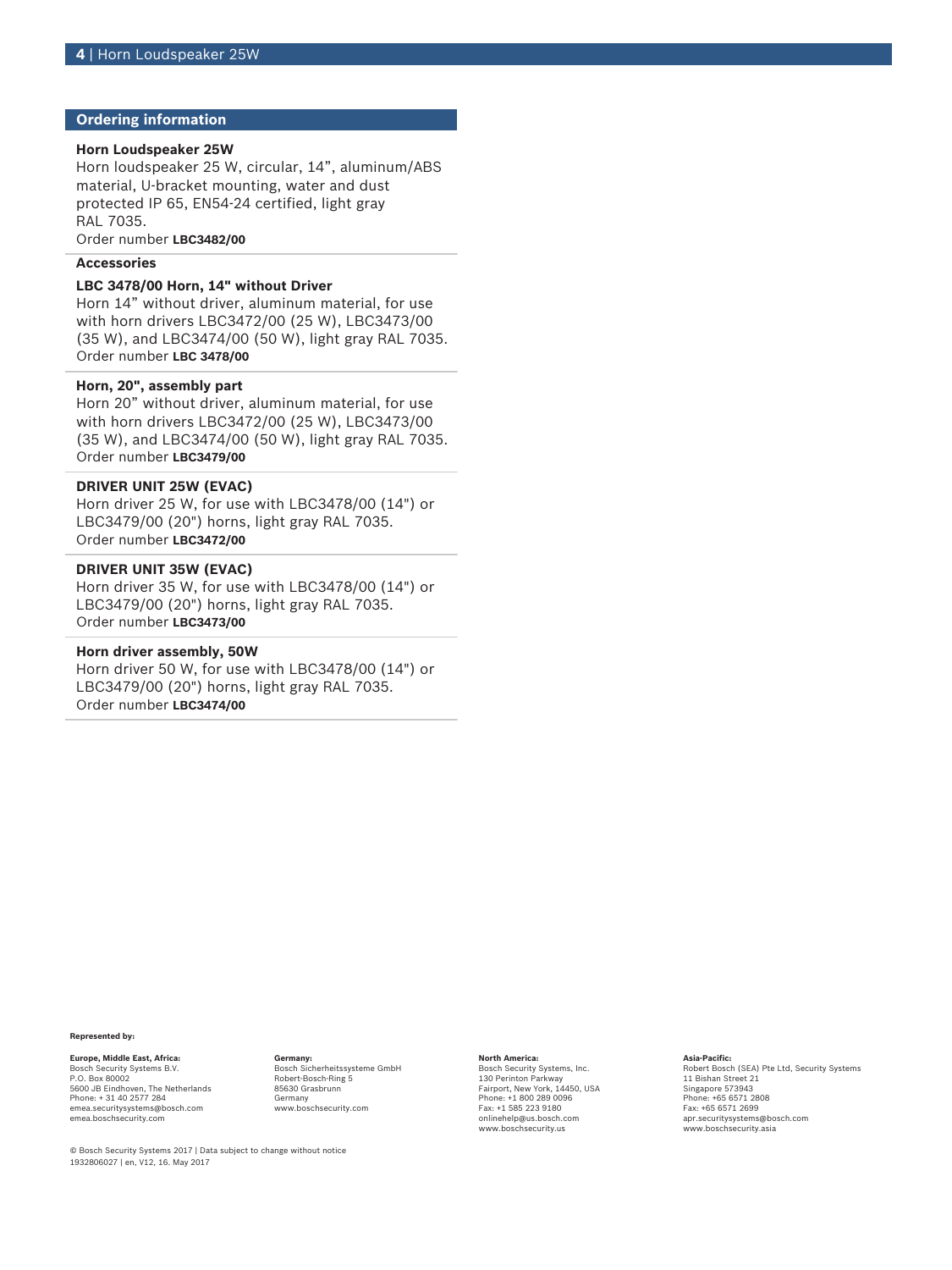## Ordering information

**Horn Loudspeaker 25W**

Horn loudspeaker 25 W, circular, 14”, aluminum/ABS material, U-bracket mounting, water and dust protected IP 65, EN54-24 certified, light gray RAL 7035.

Order number **LBC3482/00**

### Accessories

**LBC 3478/00 Horn, 14" without Driver**

Horn 14” without driver, aluminum material, for use with horn drivers LBC3472/00 (25 W), LBC3473/00 (35 W), and LBC3474/00 (50 W), light gray RAL 7035.

Order number **LBC 3478/00**

**Horn, 20", assembly part**

Horn 20” without driver, aluminum material, for use with horn drivers LBC3472/00 (25 W), LBC3473/00 (35 W), and LBC3474/00 (50 W), light gray RAL 7035.

Order number **LBC3479/00**

**DRIVER UNIT 25W (EVAC)**

Horn driver 25 W, for use with LBC3478/00 (14") or LBC3479/00 (20") horns, light gray RAL 7035.

Order number **LBC3472/00**

**DRIVER UNIT 35W (EVAC)**

Horn driver 35 W, for use with LBC3478/00 (14") or LBC3479/00 (20") horns, light gray RAL 7035.

Order number **LBC3473/00**

**Horn driver assembly, 50W**

Horn driver 50 W, for use with LBC3478/00 (14") or LBC3479/00 (20") horns, light gray RAL 7035.

Order number **LBC3474/00**

**Represented by:**

**Europe, Middle East, Africa:**
Bosch Security Systems B.V.
P.O. Box 80002
5600 JB Eindhoven, The Netherlands
Phone: + 31 40 2577 284
emea.securitysystems@bosch.com
emea.boschsecurity.com

**Germany:**
Bosch Sicherheitssysteme GmbH
Robert-Bosch-Ring 5
85630 Grasbrunn
Germany
www.boschsecurity.com

**North America:**
Bosch Security Systems, Inc.
130 Perinton Parkway
Fairport, New York, 14450, USA
Phone: +1 800 289 0096
Fax: +1 585 223 9180
onlinehelp@us.bosch.com
www.boschsecurity.us

**Asia-Pacific:**
Robert Bosch (SEA) Pte Ltd, Security Systems
11 Bishan Street 21
Singapore 573943
Phone: +65 6571 2808
Fax: +65 6571 2699
apr.securitysystems@bosch.com
www.boschsecurity.asia

© Bosch Security Systems 2017 | Data subject to change without notice
1932806027 | en, V12, 16. May 2017